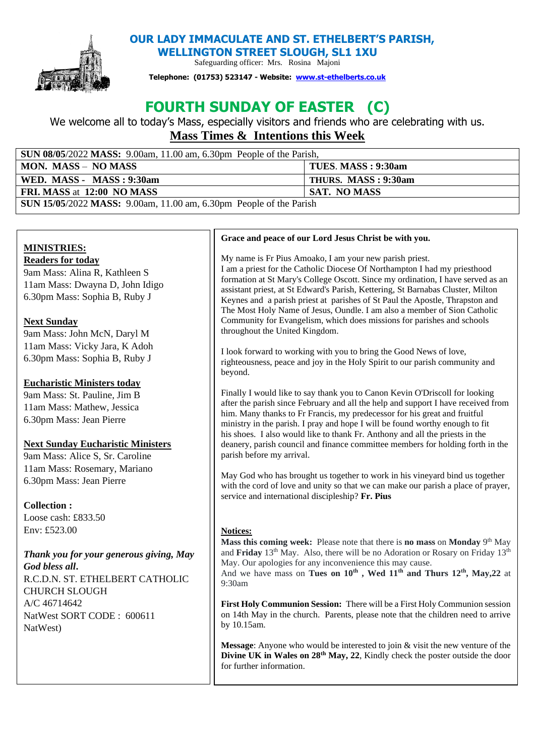# OUR LADY IMMACULATE AND ST. ETHELBERT'S PARISH, WELLINGTON STREET SLOUGH, SL1 1XU

Safeguarding officer: Mrs. Rosina Majoni

**Telephone: (01753) 523147 - Website: www.st-ethelberts.co.uk**

# FOURTH SUNDAY OF EASTER (C)

We welcome all to today's Mass, especially visitors and friends who are celebrating with us.

## Mass Times & Intentions this Week

| | |
|---|---|
| **SUN 08/05**/2022 **MASS:** 9.00am, 11.00 am, 6.30pm People of the Parish, | |
| **MON. MASS – NO MASS** | **TUES. MASS : 9:30am** |
| **WED. MASS - MASS : 9:30am** | **THURS. MASS : 9:30am** |
| **FRI. MASS** at **12:00 NO MASS** | **SAT. NO MASS** |
| **SUN 15/05**/2022 **MASS:** 9.00am, 11.00 am, 6.30pm People of the Parish | |

**MINISTRIES:**

**Readers for today**

9am Mass: Alina R, Kathleen S
11am Mass: Dwayna D, John Idigo
6.30pm Mass: Sophia B, Ruby J

**Next Sunday**

9am Mass: John McN, Daryl M
11am Mass: Vicky Jara, K Adoh
6.30pm Mass: Sophia B, Ruby J

**Eucharistic Ministers today**

9am Mass: St. Pauline, Jim B
11am Mass: Mathew, Jessica
6.30pm Mass: Jean Pierre

**Next Sunday Eucharistic Ministers**

9am Mass: Alice S, Sr. Caroline
11am Mass: Rosemary, Mariano
6.30pm Mass: Jean Pierre

**Collection :**

Loose cash: £833.50
Env: £523.00

***Thank you for your generous giving, May God bless all.***

R.C.D.N. ST. ETHELBERT CATHOLIC CHURCH SLOUGH
A/C 46714642
NatWest SORT CODE : 600611
NatWest)

**Grace and peace of our Lord Jesus Christ be with you.**

My name is Fr Pius Amoako, I am your new parish priest.
I am a priest for the Catholic Diocese Of Northampton I had my priesthood formation at St Mary's College Oscott. Since my ordination, I have served as an assistant priest, at St Edward's Parish, Kettering, St Barnabas Cluster, Milton Keynes and a parish priest at parishes of St Paul the Apostle, Thrapston and The Most Holy Name of Jesus, Oundle. I am also a member of Sion Catholic Community for Evangelism, which does missions for parishes and schools throughout the United Kingdom.

I look forward to working with you to bring the Good News of love, righteousness, peace and joy in the Holy Spirit to our parish community and beyond.

Finally I would like to say thank you to Canon Kevin O'Driscoll for looking after the parish since February and all the help and support I have received from him. Many thanks to Fr Francis, my predecessor for his great and fruitful ministry in the parish. I pray and hope I will be found worthy enough to fit his shoes. I also would like to thank Fr. Anthony and all the priests in the deanery, parish council and finance committee members for holding forth in the parish before my arrival.

May God who has brought us together to work in his vineyard bind us together with the cord of love and unity so that we can make our parish a place of prayer, service and international discipleship? **Fr. Pius**

**Notices:**

**Mass this coming week:** Please note that there is **no mass** on **Monday** 9th May and **Friday** 13th May. Also, there will be no Adoration or Rosary on Friday 13th May. Our apologies for any inconvenience this may cause.
And we have mass on **Tues on 10th , Wed 11th and Thurs 12th, May,22** at 9:30am

**First Holy Communion Session:** There will be a First Holy Communion session on 14th May in the church. Parents, please note that the children need to arrive by 10.15am.

**Message**: Anyone who would be interested to join & visit the new venture of the **Divine UK in Wales on 28th May, 22**, Kindly check the poster outside the door for further information.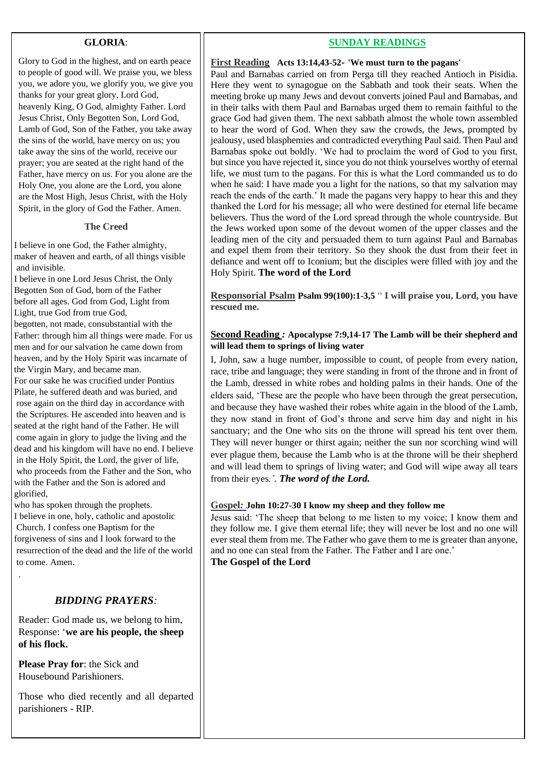## GLORIA:

Glory to God in the highest, and on earth peace to people of good will. We praise you, we bless you, we adore you, we glorify you, we give you thanks for your great glory, Lord God, heavenly King, O God, almighty Father. Lord Jesus Christ, Only Begotten Son, Lord God, Lamb of God, Son of the Father, you take away the sins of the world, have mercy on us; you take away the sins of the world, receive our prayer; you are seated at the right hand of the Father, have mercy on us. For you alone are the Holy One, you alone are the Lord, you alone are the Most High, Jesus Christ, with the Holy Spirit, in the glory of God the Father. Amen.

### The Creed

I believe in one God, the Father almighty, maker of heaven and earth, of all things visible and invisible.
I believe in one Lord Jesus Christ, the Only Begotten Son of God, born of the Father before all ages. God from God, Light from Light, true God from true God, begotten, not made, consubstantial with the Father: through him all things were made. For us men and for our salvation he came down from heaven, and by the Holy Spirit was incarnate of the Virgin Mary, and became man.
For our sake he was crucified under Pontius Pilate, he suffered death and was buried, and rose again on the third day in accordance with the Scriptures. He ascended into heaven and is seated at the right hand of the Father. He will come again in glory to judge the living and the dead and his kingdom will have no end. I believe in the Holy Spirit, the Lord, the giver of life, who proceeds from the Father and the Son, who with the Father and the Son is adored and glorified,
who has spoken through the prophets.
I believe in one, holy, catholic and apostolic Church. I confess one Baptism for the forgiveness of sins and I look forward to the resurrection of the dead and the life of the world to come. Amen.

### *BIDDING PRAYERS:*

Reader: God made us, we belong to him,
Response: '**we are his people, the sheep of his flock.**

**Please Pray for**: the Sick and Housebound Parishioners.

Those who died recently and all departed parishioners - RIP.

## SUNDAY READINGS

**First Reading** **Acts 13:14,43-52- 'We must turn to the pagans'**
Paul and Barnabas carried on from Perga till they reached Antioch in Pisidia. Here they went to synagogue on the Sabbath and took their seats. When the meeting broke up many Jews and devout converts joined Paul and Barnabas, and in their talks with them Paul and Barnabas urged them to remain faithful to the grace God had given them. The next sabbath almost the whole town assembled to hear the word of God. When they saw the crowds, the Jews, prompted by jealousy, used blasphemies and contradicted everything Paul said. Then Paul and Barnabas spoke out boldly. 'We had to proclaim the word of God to you first, but since you have rejected it, since you do not think yourselves worthy of eternal life, we must turn to the pagans. For this is what the Lord commanded us to do when he said: I have made you a light for the nations, so that my salvation may reach the ends of the earth.' It made the pagans very happy to hear this and they thanked the Lord for his message; all who were destined for eternal life became believers. Thus the word of the Lord spread through the whole countryside. But the Jews worked upon some of the devout women of the upper classes and the leading men of the city and persuaded them to turn against Paul and Barnabas and expel them from their territory. So they shook the dust from their feet in defiance and went off to Iconium; but the disciples were filled with joy and the Holy Spirit. **The word of the Lord**

**Responsorial Psalm** **Psalm 99(100):1-3,5 " I will praise you, Lord, you have rescued me.**

**Second Reading** *:* **Apocalypse 7:9,14-17 The Lamb will be their shepherd and will lead them to springs of living water**

I, John, saw a huge number, impossible to count, of people from every nation, race, tribe and language; they were standing in front of the throne and in front of the Lamb, dressed in white robes and holding palms in their hands. One of the elders said, 'These are the people who have been through the great persecution, and because they have washed their robes white again in the blood of the Lamb, they now stand in front of God's throne and serve him day and night in his sanctuary; and the One who sits on the throne will spread his tent over them. They will never hunger or thirst again; neither the sun nor scorching wind will ever plague them, because the Lamb who is at the throne will be their shepherd and will lead them to springs of living water; and God will wipe away all tears from their eyes*.'*. ***The word of the Lord.***

**Gospel***:* **John 10:27-30 I know my sheep and they follow me**
Jesus said: 'The sheep that belong to me listen to my voice; I know them and they follow me. I give them eternal life; they will never be lost and no one will ever steal them from me. The Father who gave them to me is greater than anyone, and no one can steal from the Father. The Father and I are one.'
**The Gospel of the Lord**